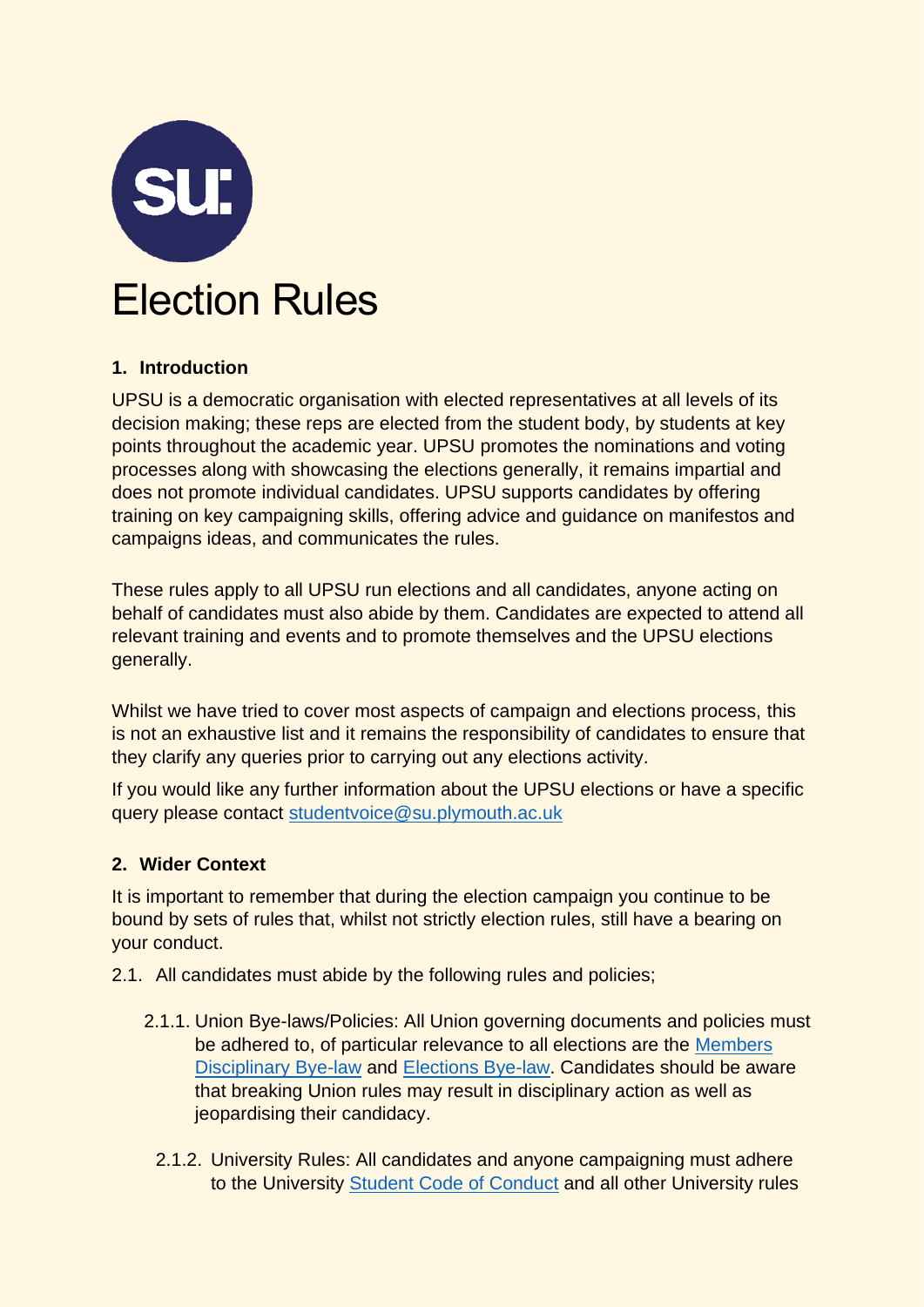# Election Rules

## 1. Introduction

UPSU is a democratic organisation with elected representatives at all levels of its decision making; these reps are elected from the student body, by students at key points throughout the academic year. UPSU promotes the nominations and voting processes along with showcasing the elections generally, it remains impartial and does not promote individual candidates. UPSU supports candidates by offering training on key campaigning skills, offering advice and guidance on manifestos and campaigns ideas, and communicates the rules.

These rules apply to all UPSU run elections and all candidates, anyone acting on behalf of candidates must also abide by them. Candidates are expected to attend all relevant training and events and to promote themselves and the UPSU elections generally.

Whilst we have tried to cover most aspects of campaign and elections process, this is not an exhaustive list and it remains the responsibility of candidates to ensure that they clarify any queries prior to carrying out any elections activity.

If you would like any further information about the UPSU elections or have a specific query please contact studentvoice@su.plymouth.ac.uk

## 2. Wider Context

It is important to remember that during the election campaign you continue to be bound by sets of rules that, whilst not strictly election rules, still have a bearing on your conduct.

2.1. All candidates must abide by the following rules and policies;

2.1.1. Union Bye-laws/Policies: All Union governing documents and policies must be adhered to, of particular relevance to all elections are the Members Disciplinary Bye-law and Elections Bye-law. Candidates should be aware that breaking Union rules may result in disciplinary action as well as jeopardising their candidacy.

2.1.2. University Rules: All candidates and anyone campaigning must adhere to the University Student Code of Conduct and all other University rules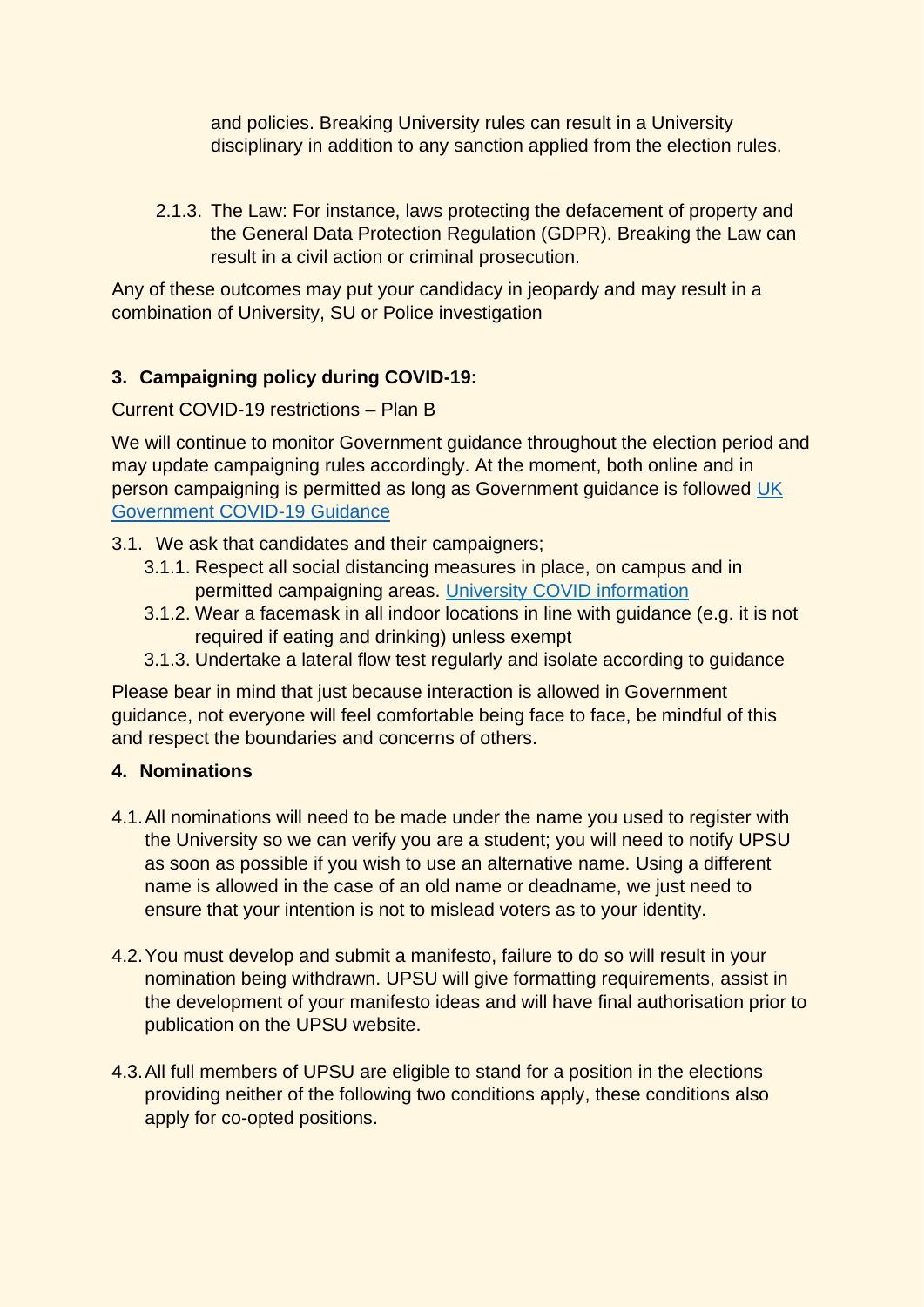and policies. Breaking University rules can result in a University disciplinary in addition to any sanction applied from the election rules.

2.1.3. The Law: For instance, laws protecting the defacement of property and the General Data Protection Regulation (GDPR). Breaking the Law can result in a civil action or criminal prosecution.

Any of these outcomes may put your candidacy in jeopardy and may result in a combination of University, SU or Police investigation

## 3. Campaigning policy during COVID-19:

Current COVID-19 restrictions – Plan B

We will continue to monitor Government guidance throughout the election period and may update campaigning rules accordingly. At the moment, both online and in person campaigning is permitted as long as Government guidance is followed [UK Government COVID-19 Guidance]

3.1. We ask that candidates and their campaigners;

- 3.1.1. Respect all social distancing measures in place, on campus and in permitted campaigning areas. [University COVID information]
- 3.1.2. Wear a facemask in all indoor locations in line with guidance (e.g. it is not required if eating and drinking) unless exempt
- 3.1.3. Undertake a lateral flow test regularly and isolate according to guidance

Please bear in mind that just because interaction is allowed in Government guidance, not everyone will feel comfortable being face to face, be mindful of this and respect the boundaries and concerns of others.

## 4. Nominations

4.1. All nominations will need to be made under the name you used to register with the University so we can verify you are a student; you will need to notify UPSU as soon as possible if you wish to use an alternative name. Using a different name is allowed in the case of an old name or deadname, we just need to ensure that your intention is not to mislead voters as to your identity.

4.2. You must develop and submit a manifesto, failure to do so will result in your nomination being withdrawn. UPSU will give formatting requirements, assist in the development of your manifesto ideas and will have final authorisation prior to publication on the UPSU website.

4.3. All full members of UPSU are eligible to stand for a position in the elections providing neither of the following two conditions apply, these conditions also apply for co-opted positions.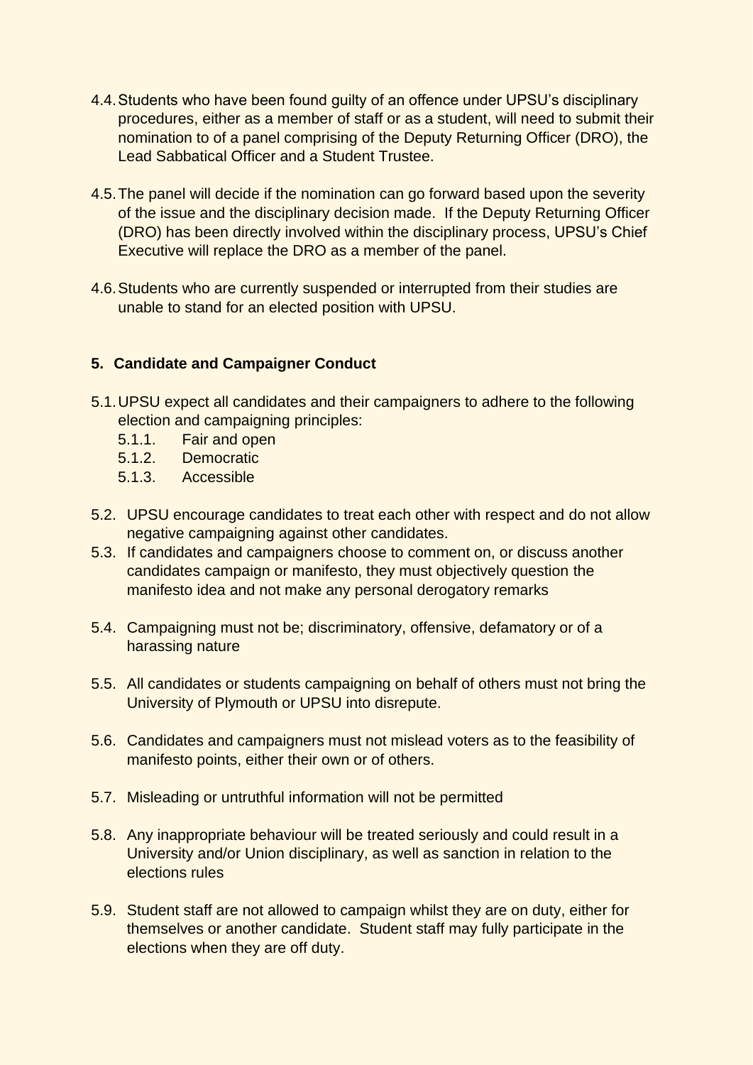4.4. Students who have been found guilty of an offence under UPSU's disciplinary procedures, either as a member of staff or as a student, will need to submit their nomination to of a panel comprising of the Deputy Returning Officer (DRO), the Lead Sabbatical Officer and a Student Trustee.

4.5. The panel will decide if the nomination can go forward based upon the severity of the issue and the disciplinary decision made. If the Deputy Returning Officer (DRO) has been directly involved within the disciplinary process, UPSU's Chief Executive will replace the DRO as a member of the panel.

4.6. Students who are currently suspended or interrupted from their studies are unable to stand for an elected position with UPSU.

## 5. Candidate and Campaigner Conduct

5.1. UPSU expect all candidates and their campaigners to adhere to the following election and campaigning principles:

- 5.1.1. Fair and open
- 5.1.2. Democratic
- 5.1.3. Accessible

5.2. UPSU encourage candidates to treat each other with respect and do not allow negative campaigning against other candidates.

5.3. If candidates and campaigners choose to comment on, or discuss another candidates campaign or manifesto, they must objectively question the manifesto idea and not make any personal derogatory remarks

5.4. Campaigning must not be; discriminatory, offensive, defamatory or of a harassing nature

5.5. All candidates or students campaigning on behalf of others must not bring the University of Plymouth or UPSU into disrepute.

5.6. Candidates and campaigners must not mislead voters as to the feasibility of manifesto points, either their own or of others.

5.7. Misleading or untruthful information will not be permitted

5.8. Any inappropriate behaviour will be treated seriously and could result in a University and/or Union disciplinary, as well as sanction in relation to the elections rules

5.9. Student staff are not allowed to campaign whilst they are on duty, either for themselves or another candidate. Student staff may fully participate in the elections when they are off duty.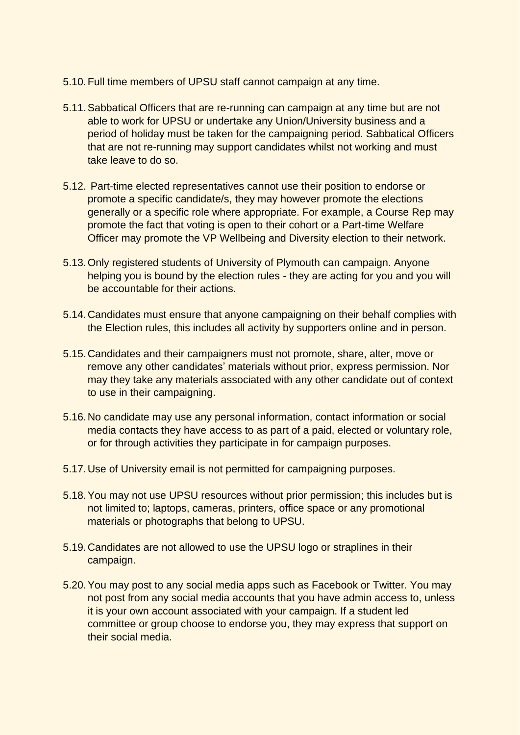5.10. Full time members of UPSU staff cannot campaign at any time.

5.11. Sabbatical Officers that are re-running can campaign at any time but are not able to work for UPSU or undertake any Union/University business and a period of holiday must be taken for the campaigning period. Sabbatical Officers that are not re-running may support candidates whilst not working and must take leave to do so.

5.12. Part-time elected representatives cannot use their position to endorse or promote a specific candidate/s, they may however promote the elections generally or a specific role where appropriate. For example, a Course Rep may promote the fact that voting is open to their cohort or a Part-time Welfare Officer may promote the VP Wellbeing and Diversity election to their network.

5.13. Only registered students of University of Plymouth can campaign. Anyone helping you is bound by the election rules - they are acting for you and you will be accountable for their actions.

5.14. Candidates must ensure that anyone campaigning on their behalf complies with the Election rules, this includes all activity by supporters online and in person.

5.15. Candidates and their campaigners must not promote, share, alter, move or remove any other candidates' materials without prior, express permission. Nor may they take any materials associated with any other candidate out of context to use in their campaigning.

5.16. No candidate may use any personal information, contact information or social media contacts they have access to as part of a paid, elected or voluntary role, or for through activities they participate in for campaign purposes.

5.17. Use of University email is not permitted for campaigning purposes.

5.18. You may not use UPSU resources without prior permission; this includes but is not limited to; laptops, cameras, printers, office space or any promotional materials or photographs that belong to UPSU.

5.19. Candidates are not allowed to use the UPSU logo or straplines in their campaign.

5.20. You may post to any social media apps such as Facebook or Twitter. You may not post from any social media accounts that you have admin access to, unless it is your own account associated with your campaign. If a student led committee or group choose to endorse you, they may express that support on their social media.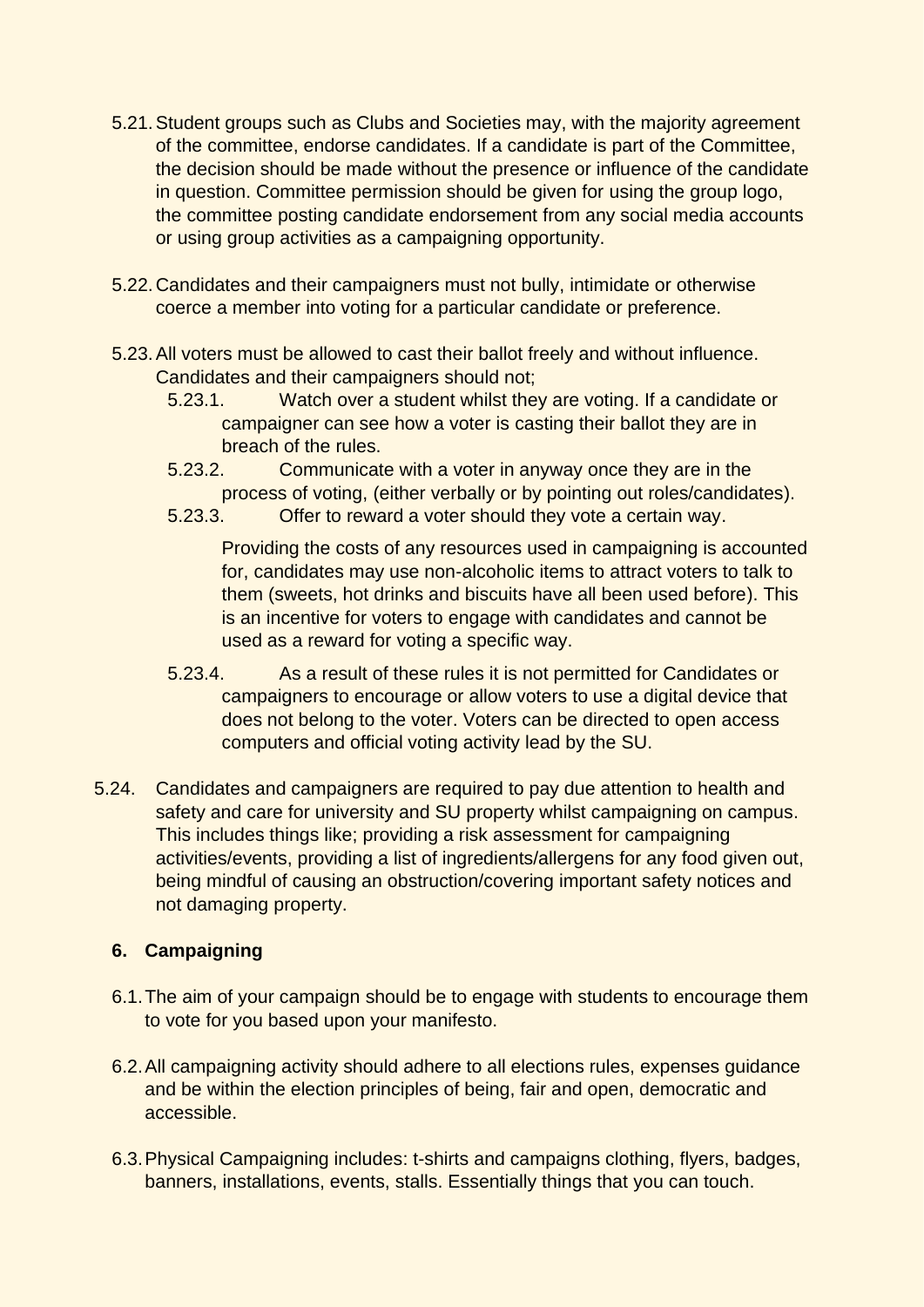5.21. Student groups such as Clubs and Societies may, with the majority agreement of the committee, endorse candidates. If a candidate is part of the Committee, the decision should be made without the presence or influence of the candidate in question. Committee permission should be given for using the group logo, the committee posting candidate endorsement from any social media accounts or using group activities as a campaigning opportunity.

5.22. Candidates and their campaigners must not bully, intimidate or otherwise coerce a member into voting for a particular candidate or preference.

5.23. All voters must be allowed to cast their ballot freely and without influence. Candidates and their campaigners should not;

- 5.23.1. Watch over a student whilst they are voting. If a candidate or campaigner can see how a voter is casting their ballot they are in breach of the rules.
- 5.23.2. Communicate with a voter in anyway once they are in the process of voting, (either verbally or by pointing out roles/candidates).
- 5.23.3. Offer to reward a voter should they vote a certain way.

  Providing the costs of any resources used in campaigning is accounted for, candidates may use non-alcoholic items to attract voters to talk to them (sweets, hot drinks and biscuits have all been used before). This is an incentive for voters to engage with candidates and cannot be used as a reward for voting a specific way.

- 5.23.4. As a result of these rules it is not permitted for Candidates or campaigners to encourage or allow voters to use a digital device that does not belong to the voter. Voters can be directed to open access computers and official voting activity lead by the SU.

5.24. Candidates and campaigners are required to pay due attention to health and safety and care for university and SU property whilst campaigning on campus. This includes things like; providing a risk assessment for campaigning activities/events, providing a list of ingredients/allergens for any food given out, being mindful of causing an obstruction/covering important safety notices and not damaging property.

## 6. Campaigning

6.1. The aim of your campaign should be to engage with students to encourage them to vote for you based upon your manifesto.

6.2. All campaigning activity should adhere to all elections rules, expenses guidance and be within the election principles of being, fair and open, democratic and accessible.

6.3. Physical Campaigning includes: t-shirts and campaigns clothing, flyers, badges, banners, installations, events, stalls. Essentially things that you can touch.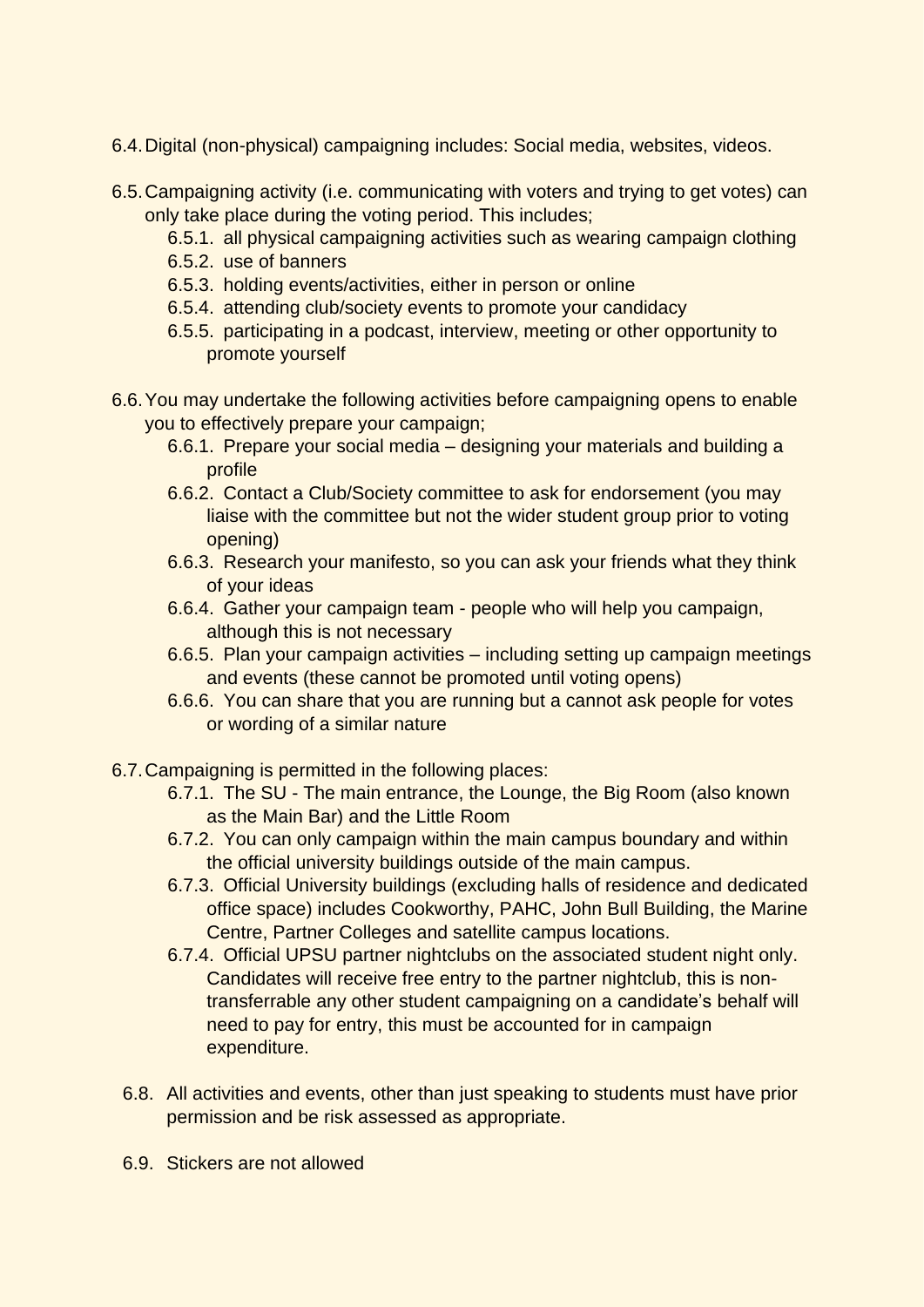6.4. Digital (non-physical) campaigning includes: Social media, websites, videos.

6.5. Campaigning activity (i.e. communicating with voters and trying to get votes) can only take place during the voting period. This includes;
   - 6.5.1. all physical campaigning activities such as wearing campaign clothing
   - 6.5.2. use of banners
   - 6.5.3. holding events/activities, either in person or online
   - 6.5.4. attending club/society events to promote your candidacy
   - 6.5.5. participating in a podcast, interview, meeting or other opportunity to promote yourself

6.6. You may undertake the following activities before campaigning opens to enable you to effectively prepare your campaign;
   - 6.6.1. Prepare your social media – designing your materials and building a profile
   - 6.6.2. Contact a Club/Society committee to ask for endorsement (you may liaise with the committee but not the wider student group prior to voting opening)
   - 6.6.3. Research your manifesto, so you can ask your friends what they think of your ideas
   - 6.6.4. Gather your campaign team - people who will help you campaign, although this is not necessary
   - 6.6.5. Plan your campaign activities – including setting up campaign meetings and events (these cannot be promoted until voting opens)
   - 6.6.6. You can share that you are running but a cannot ask people for votes or wording of a similar nature

6.7. Campaigning is permitted in the following places:
   - 6.7.1. The SU - The main entrance, the Lounge, the Big Room (also known as the Main Bar) and the Little Room
   - 6.7.2. You can only campaign within the main campus boundary and within the official university buildings outside of the main campus.
   - 6.7.3. Official University buildings (excluding halls of residence and dedicated office space) includes Cookworthy, PAHC, John Bull Building, the Marine Centre, Partner Colleges and satellite campus locations.
   - 6.7.4. Official UPSU partner nightclubs on the associated student night only. Candidates will receive free entry to the partner nightclub, this is non-transferrable any other student campaigning on a candidate's behalf will need to pay for entry, this must be accounted for in campaign expenditure.

6.8. All activities and events, other than just speaking to students must have prior permission and be risk assessed as appropriate.

6.9. Stickers are not allowed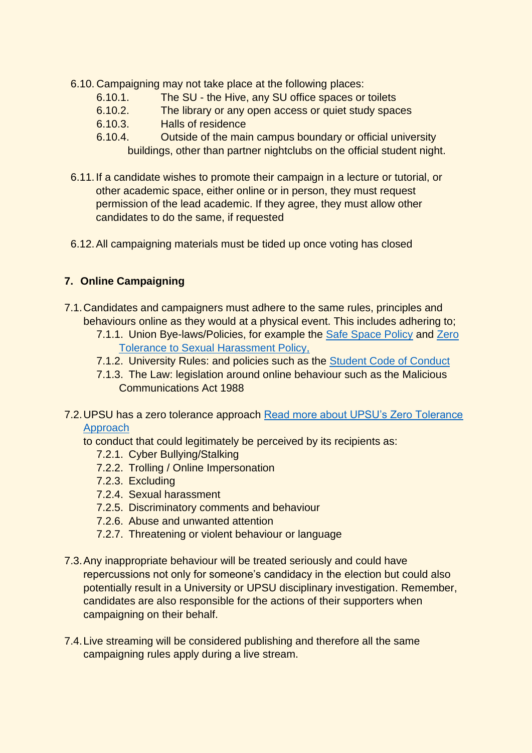6.10. Campaigning may not take place at the following places:
   - 6.10.1. The SU - the Hive, any SU office spaces or toilets
   - 6.10.2. The library or any open access or quiet study spaces
   - 6.10.3. Halls of residence
   - 6.10.4. Outside of the main campus boundary or official university buildings, other than partner nightclubs on the official student night.

6.11. If a candidate wishes to promote their campaign in a lecture or tutorial, or other academic space, either online or in person, they must request permission of the lead academic. If they agree, they must allow other candidates to do the same, if requested

6.12. All campaigning materials must be tided up once voting has closed

## 7. Online Campaigning

7.1. Candidates and campaigners must adhere to the same rules, principles and behaviours online as they would at a physical event. This includes adhering to;
   - 7.1.1. Union Bye-laws/Policies, for example the Safe Space Policy and Zero Tolerance to Sexual Harassment Policy,
   - 7.1.2. University Rules: and policies such as the Student Code of Conduct
   - 7.1.3. The Law: legislation around online behaviour such as the Malicious Communications Act 1988

7.2. UPSU has a zero tolerance approach Read more about UPSU's Zero Tolerance Approach
to conduct that could legitimately be perceived by its recipients as:
   - 7.2.1. Cyber Bullying/Stalking
   - 7.2.2. Trolling / Online Impersonation
   - 7.2.3. Excluding
   - 7.2.4. Sexual harassment
   - 7.2.5. Discriminatory comments and behaviour
   - 7.2.6. Abuse and unwanted attention
   - 7.2.7. Threatening or violent behaviour or language

7.3. Any inappropriate behaviour will be treated seriously and could have repercussions not only for someone's candidacy in the election but could also potentially result in a University or UPSU disciplinary investigation. Remember, candidates are also responsible for the actions of their supporters when campaigning on their behalf.

7.4. Live streaming will be considered publishing and therefore all the same campaigning rules apply during a live stream.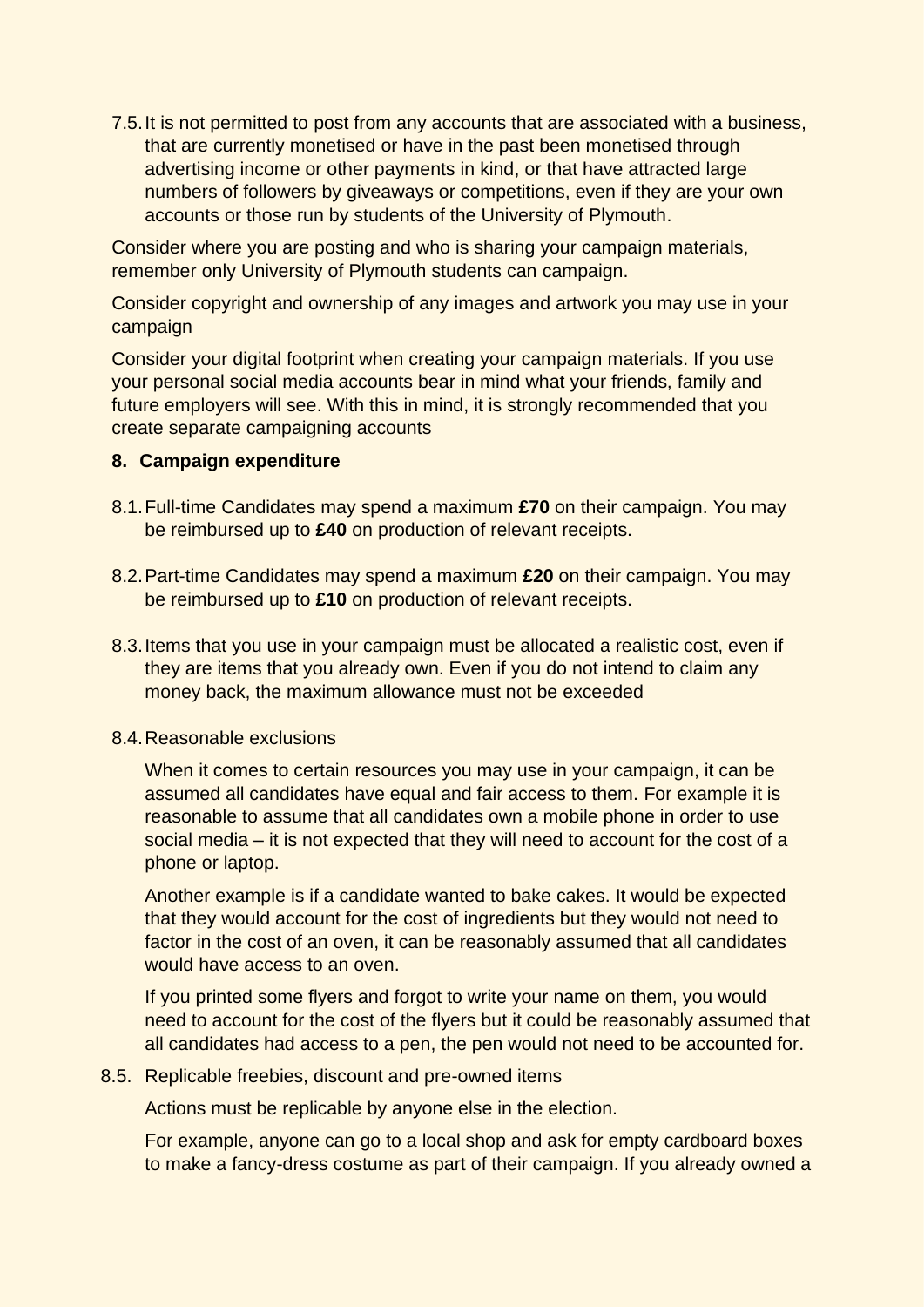7.5. It is not permitted to post from any accounts that are associated with a business, that are currently monetised or have in the past been monetised through advertising income or other payments in kind, or that have attracted large numbers of followers by giveaways or competitions, even if they are your own accounts or those run by students of the University of Plymouth.

Consider where you are posting and who is sharing your campaign materials, remember only University of Plymouth students can campaign.

Consider copyright and ownership of any images and artwork you may use in your campaign

Consider your digital footprint when creating your campaign materials. If you use your personal social media accounts bear in mind what your friends, family and future employers will see. With this in mind, it is strongly recommended that you create separate campaigning accounts

## 8. Campaign expenditure

8.1. Full-time Candidates may spend a maximum **£70** on their campaign. You may be reimbursed up to **£40** on production of relevant receipts.

8.2. Part-time Candidates may spend a maximum **£20** on their campaign. You may be reimbursed up to **£10** on production of relevant receipts.

8.3. Items that you use in your campaign must be allocated a realistic cost, even if they are items that you already own. Even if you do not intend to claim any money back, the maximum allowance must not be exceeded

8.4. Reasonable exclusions

When it comes to certain resources you may use in your campaign, it can be assumed all candidates have equal and fair access to them. For example it is reasonable to assume that all candidates own a mobile phone in order to use social media – it is not expected that they will need to account for the cost of a phone or laptop.

Another example is if a candidate wanted to bake cakes. It would be expected that they would account for the cost of ingredients but they would not need to factor in the cost of an oven, it can be reasonably assumed that all candidates would have access to an oven.

If you printed some flyers and forgot to write your name on them, you would need to account for the cost of the flyers but it could be reasonably assumed that all candidates had access to a pen, the pen would not need to be accounted for.

8.5. Replicable freebies, discount and pre-owned items

Actions must be replicable by anyone else in the election.

For example, anyone can go to a local shop and ask for empty cardboard boxes to make a fancy-dress costume as part of their campaign. If you already owned a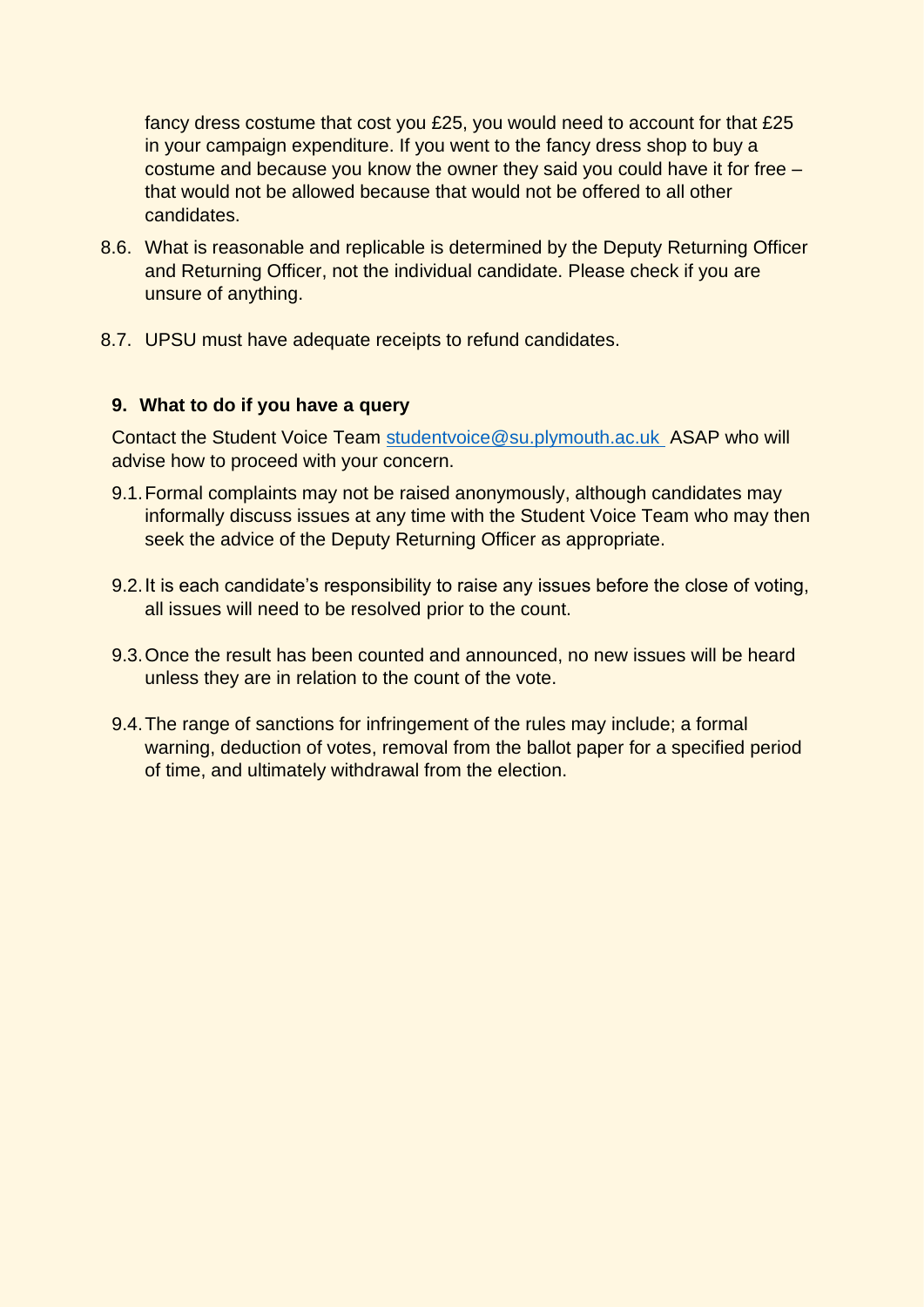fancy dress costume that cost you £25, you would need to account for that £25 in your campaign expenditure. If you went to the fancy dress shop to buy a costume and because you know the owner they said you could have it for free – that would not be allowed because that would not be offered to all other candidates.

8.6. What is reasonable and replicable is determined by the Deputy Returning Officer and Returning Officer, not the individual candidate. Please check if you are unsure of anything.

8.7. UPSU must have adequate receipts to refund candidates.

## 9. What to do if you have a query

Contact the Student Voice Team [studentvoice@su.plymouth.ac.uk](mailto:studentvoice@su.plymouth.ac.uk) ASAP who will advise how to proceed with your concern.

9.1. Formal complaints may not be raised anonymously, although candidates may informally discuss issues at any time with the Student Voice Team who may then seek the advice of the Deputy Returning Officer as appropriate.

9.2. It is each candidate's responsibility to raise any issues before the close of voting, all issues will need to be resolved prior to the count.

9.3. Once the result has been counted and announced, no new issues will be heard unless they are in relation to the count of the vote.

9.4. The range of sanctions for infringement of the rules may include; a formal warning, deduction of votes, removal from the ballot paper for a specified period of time, and ultimately withdrawal from the election.